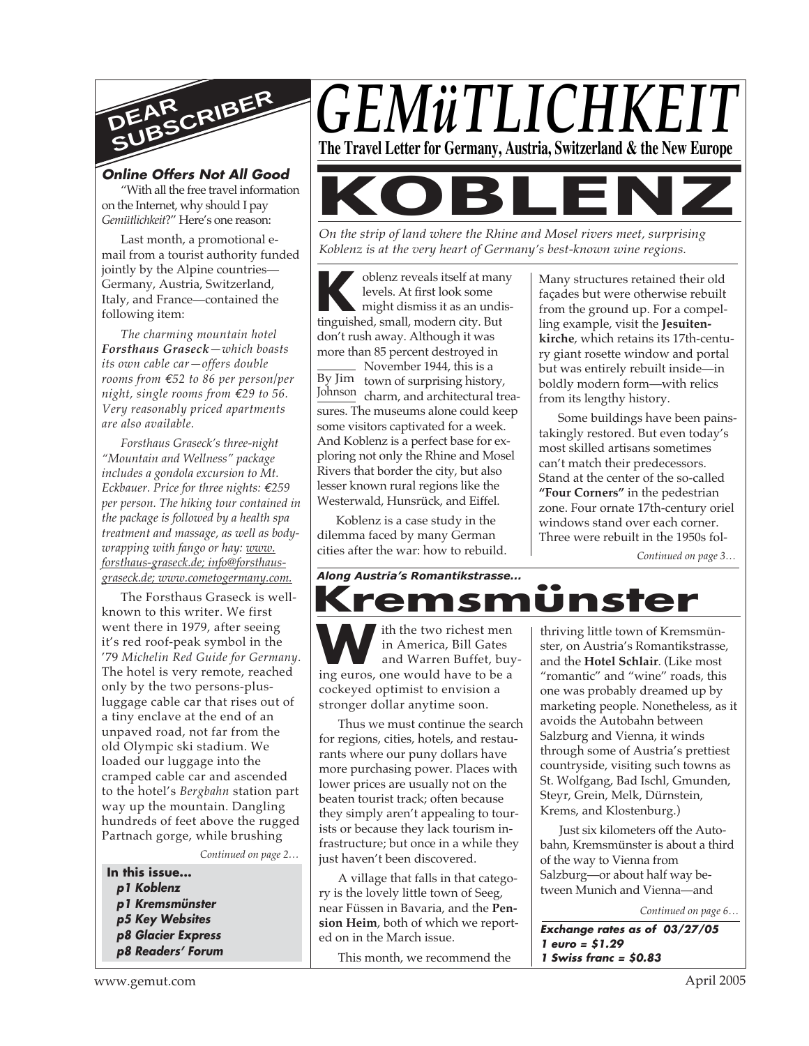# GEMüTLICHKEIT

**The Travel Letter for Germany, Austria, Switzerland & the New Europe**

# KOBLENZ

*On the strip of land where the Rhine and Mosel rivers meet, surprising Koblenz is at the very heart of Germany's best-known wine regions.*

By Jim Johnson

Koblenz reveals itself at many levels. At first look some might dismiss it as an undistinguished, small, modern city. But don't rush away. Although it was more than 85 percent destroyed in November 1944, this is a town of surprising history, charm, and architectural treasures. The museums alone could keep some visitors captivated for a week. And Koblenz is a perfect base for exploring not only the Rhine and Mosel Rivers that border the city, but also lesser known rural regions like the Westerwald, Hunsrück, and Eiffel.

Koblenz is a case study in the dilemma faced by many German cities after the war: how to rebuild. Many structures retained their old façades but were otherwise rebuilt from the ground up. For a compelling example, visit the **Jesuitenkirche**, which retains its 17th-century giant rosette window and portal but was entirely rebuilt inside—in boldly modern form—with relics from its lengthy history.

Some buildings have been painstakingly restored. But even today's most skilled artisans sometimes can't match their predecessors. Stand at the center of the so-called **"Four Corners"** in the pedestrian zone. Four ornate 17th-century oriel windows stand over each corner. Three were rebuilt in the 1950s fol-

*Continued on page 3…*

*Along Austria's Romantikstrasse...*

# Kremsmünster

With the two richest men in America, Bill Gates and Warren Buffet, buying euros, one would have to be a cockeyed optimist to envision a stronger dollar anytime soon.

Thus we must continue the search for regions, cities, hotels, and restaurants where our puny dollars have more purchasing power. Places with lower prices are usually not on the beaten tourist track; often because they simply aren't appealing to tourists or because they lack tourism infrastructure; but once in a while they just haven't been discovered.

A village that falls in that category is the lovely little town of Seeg, near Füssen in Bavaria, and the **Pension Heim**, both of which we reported on in the March issue.

This month, we recommend the thriving little town of Kremsmünster, on Austria's Romantikstrasse, and the **Hotel Schlair**. (Like most "romantic" and "wine" roads, this one was probably dreamed up by marketing people. Nonetheless, as it avoids the Autobahn between Salzburg and Vienna, it winds through some of Austria's prettiest countryside, visiting such towns as St. Wolfgang, Bad Ischl, Gmunden, Steyr, Grein, Melk, Dürnstein, Krems, and Klostenburg.)

Just six kilometers off the Autobahn, Kremsmünster is about a third of the way to Vienna from Salzburg—or about half way between Munich and Vienna—and

*Continued on page 6…*

**Exchange rates as of 03/27/05**
**1 euro = $1.29**
**1 Swiss franc = $0.83**

## DEAR SUBSCRIBER

### Online Offers Not All Good

"With all the free travel information on the Internet, why should I pay *Gemütlichkeit*?" Here's one reason:

Last month, a promotional e-mail from a tourist authority funded jointly by the Alpine countries—Germany, Austria, Switzerland, Italy, and France—contained the following item:

*The charming mountain hotel **Forsthaus Graseck**—which boasts its own cable car—offers double rooms from €52 to 86 per person/per night, single rooms from €29 to 56. Very reasonably priced apartments are also available.*

*Forsthaus Graseck's three-night "Mountain and Wellness" package includes a gondola excursion to Mt. Eckbauer. Price for three nights: €259 per person. The hiking tour contained in the package is followed by a health spa treatment and massage, as well as body-wrapping with fango or hay: www.forsthaus-graseck.de; info@forsthaus-graseck.de; www.cometogermany.com.*

The Forsthaus Graseck is well-known to this writer. We first went there in 1979, after seeing it's red roof-peak symbol in the '79 *Michelin Red Guide for Germany*. The hotel is very remote, reached only by the two persons-plus-luggage cable car that rises out of a tiny enclave at the end of an unpaved road, not far from the old Olympic ski stadium. We loaded our luggage into the cramped cable car and ascended to the hotel's *Bergbahn* station part way up the mountain. Dangling hundreds of feet above the rugged Partnach gorge, while brushing

*Continued on page 2…*

**In this issue...**
- **p1 Koblenz**
- **p1 Kremsmünster**
- **p5 Key Websites**
- **p8 Glacier Express**
- **p8 Readers' Forum**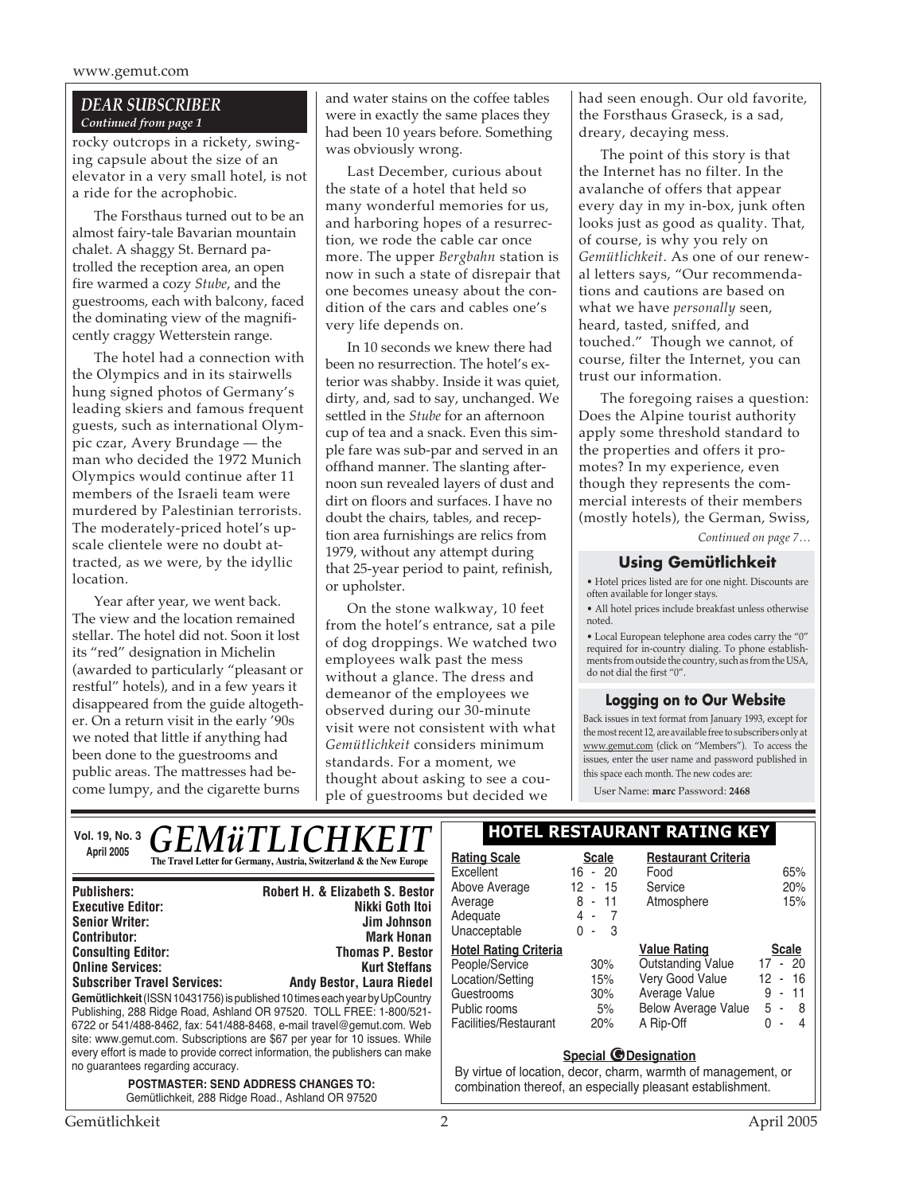## DEAR SUBSCRIBER

*Continued from page 1*

rocky outcrops in a rickety, swinging capsule about the size of an elevator in a very small hotel, is not a ride for the acrophobic.

The Forsthaus turned out to be an almost fairy-tale Bavarian mountain chalet. A shaggy St. Bernard patrolled the reception area, an open fire warmed a cozy *Stube*, and the guestrooms, each with balcony, faced the dominating view of the magnificently craggy Wetterstein range.

The hotel had a connection with the Olympics and in its stairwells hung signed photos of Germany's leading skiers and famous frequent guests, such as international Olympic czar, Avery Brundage — the man who decided the 1972 Munich Olympics would continue after 11 members of the Israeli team were murdered by Palestinian terrorists. The moderately-priced hotel's upscale clientele were no doubt attracted, as we were, by the idyllic location.

Year after year, we went back. The view and the location remained stellar. The hotel did not. Soon it lost its "red" designation in Michelin (awarded to particularly "pleasant or restful" hotels), and in a few years it disappeared from the guide altogether. On a return visit in the early '90s we noted that little if anything had been done to the guestrooms and public areas. The mattresses had become lumpy, and the cigarette burns and water stains on the coffee tables were in exactly the same places they had been 10 years before. Something was obviously wrong.

Last December, curious about the state of a hotel that held so many wonderful memories for us, and harboring hopes of a resurrection, we rode the cable car once more. The upper *Bergbahn* station is now in such a state of disrepair that one becomes uneasy about the condition of the cars and cables one's very life depends on.

In 10 seconds we knew there had been no resurrection. The hotel's exterior was shabby. Inside it was quiet, dirty, and, sad to say, unchanged. We settled in the *Stube* for an afternoon cup of tea and a snack. Even this simple fare was sub-par and served in an offhand manner. The slanting afternoon sun revealed layers of dust and dirt on floors and surfaces. I have no doubt the chairs, tables, and reception area furnishings are relics from 1979, without any attempt during that 25-year period to paint, refinish, or upholster.

On the stone walkway, 10 feet from the hotel's entrance, sat a pile of dog droppings. We watched two employees walk past the mess without a glance. The dress and demeanor of the employees we observed during our 30-minute visit were not consistent with what *Gemütlichkeit* considers minimum standards. For a moment, we thought about asking to see a couple of guestrooms but decided we had seen enough. Our old favorite, the Forsthaus Graseck, is a sad, dreary, decaying mess.

The point of this story is that the Internet has no filter. In the avalanche of offers that appear every day in my in-box, junk often looks just as good as quality. That, of course, is why you rely on *Gemütlichkeit*. As one of our renewal letters says, "Our recommendations and cautions are based on what we have *personally* seen, heard, tasted, sniffed, and touched." Though we cannot, of course, filter the Internet, you can trust our information.

The foregoing raises a question: Does the Alpine tourist authority apply some threshold standard to the properties and offers it promotes? In my experience, even though they represents the commercial interests of their members (mostly hotels), the German, Swiss,

*Continued on page 7…*

### Using Gemütlichkeit

- Hotel prices listed are for one night. Discounts are often available for longer stays.
- All hotel prices include breakfast unless otherwise noted.
- Local European telephone area codes carry the "0" required for in-country dialing. To phone establishments from outside the country, such as from the USA, do not dial the first "0".

### Logging on to Our Website

Back issues in text format from January 1993, except for the most recent 12, are available free to subscribers only at www.gemut.com (click on "Members"). To access the issues, enter the user name and password published in this space each month. The new codes are:

User Name: **marc** Password: **2468**

---

**Vol. 19, No. 3**
**April 2005**

# GEMüTLICHKEIT

**The Travel Letter for Germany, Austria, Switzerland & the New Europe**

| | |
|---|---|
| **Publishers:** | **Robert H. & Elizabeth S. Bestor** |
| **Executive Editor:** | **Nikki Goth Itoi** |
| **Senior Writer:** | **Jim Johnson** |
| **Contributor:** | **Mark Honan** |
| **Consulting Editor:** | **Thomas P. Bestor** |
| **Online Services:** | **Kurt Steffans** |
| **Subscriber Travel Services:** | **Andy Bestor, Laura Riedel** |

**Gemütlichkeit** (ISSN 10431756) is published 10 times each year by UpCountry Publishing, 288 Ridge Road, Ashland OR 97520. TOLL FREE: 1-800/521-6722 or 541/488-8462, fax: 541/488-8468, e-mail travel@gemut.com. Web site: www.gemut.com. Subscriptions are $67 per year for 10 issues. While every effort is made to provide correct information, the publishers can make no guarantees regarding accuracy.

**POSTMASTER: SEND ADDRESS CHANGES TO:**
Gemütlichkeit, 288 Ridge Road., Ashland OR 97520

### HOTEL RESTAURANT RATING KEY

| Rating Scale | Scale |
|---|---|
| Excellent | 16 - 20 |
| Above Average | 12 - 15 |
| Average | 8 - 11 |
| Adequate | 4 - 7 |
| Unacceptable | 0 - 3 |

| Hotel Rating Criteria | |
|---|---|
| People/Service | 30% |
| Location/Setting | 15% |
| Guestrooms | 30% |
| Public rooms | 5% |
| Facilities/Restaurant | 20% |

| Restaurant Criteria | |
|---|---|
| Food | 65% |
| Service | 20% |
| Atmosphere | 15% |

| Value Rating | Scale |
|---|---|
| Outstanding Value | 17 - 20 |
| Very Good Value | 12 - 16 |
| Average Value | 9 - 11 |
| Below Average Value | 5 - 8 |
| A Rip-Off | 0 - 4 |

**Special G Designation**

By virtue of location, decor, charm, warmth of management, or combination thereof, an especially pleasant establishment.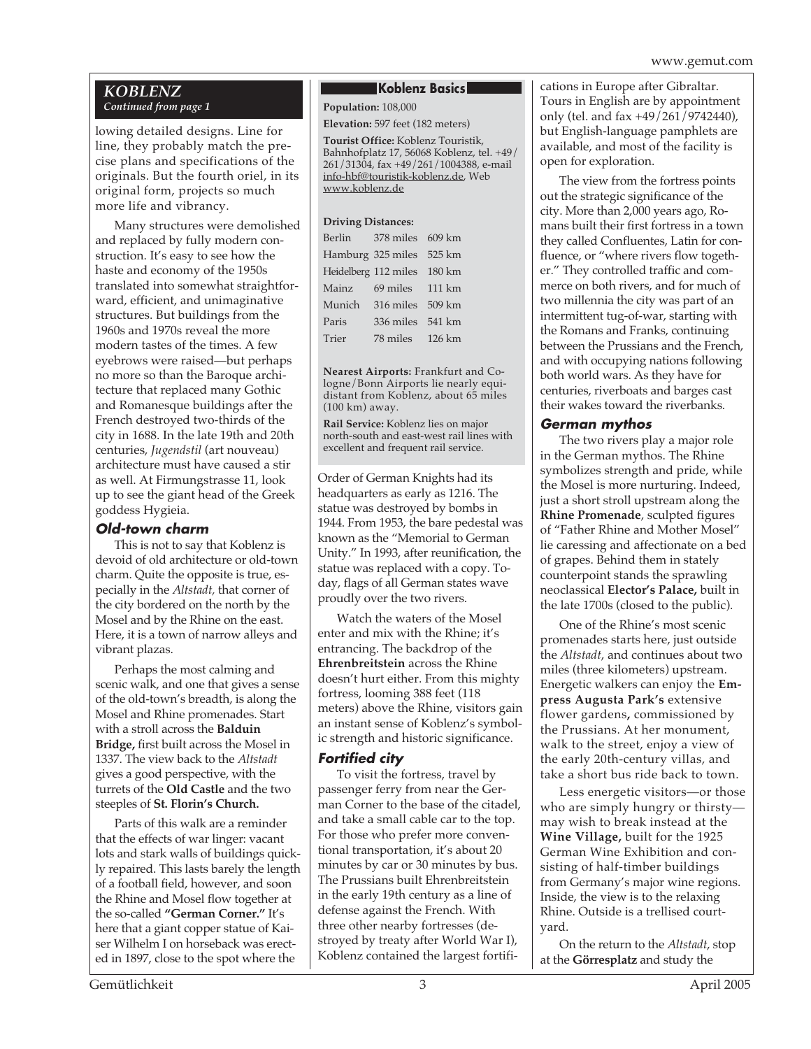## *KOBLENZ*

*Continued from page 1*

lowing detailed designs. Line for line, they probably match the precise plans and specifications of the originals. But the fourth oriel, in its original form, projects so much more life and vibrancy.

Many structures were demolished and replaced by fully modern construction. It's easy to see how the haste and economy of the 1950s translated into somewhat straightforward, efficient, and unimaginative structures. But buildings from the 1960s and 1970s reveal the more modern tastes of the times. A few eyebrows were raised—but perhaps no more so than the Baroque architecture that replaced many Gothic and Romanesque buildings after the French destroyed two-thirds of the city in 1688. In the late 19th and 20th centuries, *Jugendstil* (art nouveau) architecture must have caused a stir as well. At Firmungstrasse 11, look up to see the giant head of the Greek goddess Hygieia.

### Old-town charm

This is not to say that Koblenz is devoid of old architecture or old-town charm. Quite the opposite is true, especially in the *Altstadt,* that corner of the city bordered on the north by the Mosel and by the Rhine on the east. Here, it is a town of narrow alleys and vibrant plazas.

Perhaps the most calming and scenic walk, and one that gives a sense of the old-town's breadth, is along the Mosel and Rhine promenades. Start with a stroll across the **Balduin Bridge,** first built across the Mosel in 1337. The view back to the *Altstadt* gives a good perspective, with the turrets of the **Old Castle** and the two steeples of **St. Florin's Church.**

Parts of this walk are a reminder that the effects of war linger: vacant lots and stark walls of buildings quickly repaired. This lasts barely the length of a football field, however, and soon the Rhine and Mosel flow together at the so-called **"German Corner."** It's here that a giant copper statue of Kaiser Wilhelm I on horseback was erected in 1897, close to the spot where the Order of German Knights had its headquarters as early as 1216. The statue was destroyed by bombs in 1944. From 1953, the bare pedestal was known as the "Memorial to German Unity." In 1993, after reunification, the statue was replaced with a copy. Today, flags of all German states wave proudly over the two rivers.

Watch the waters of the Mosel enter and mix with the Rhine; it's entrancing. The backdrop of the **Ehrenbreitstein** across the Rhine doesn't hurt either. From this mighty fortress, looming 388 feet (118 meters) above the Rhine, visitors gain an instant sense of Koblenz's symbolic strength and historic significance.

### Koblenz Basics

**Population:** 108,000

**Elevation:** 597 feet (182 meters)

**Tourist Office:** Koblenz Touristik, Bahnhofplatz 17, 56068 Koblenz, tel. +49/261/31304, fax +49/261/1004388, e-mail info-hbf@touristik-koblenz.de, Web www.koblenz.de

**Driving Distances:**

| | | |
|---|---|---|
| Berlin | 378 miles | 609 km |
| Hamburg | 325 miles | 525 km |
| Heidelberg | 112 miles | 180 km |
| Mainz | 69 miles | 111 km |
| Munich | 316 miles | 509 km |
| Paris | 336 miles | 541 km |
| Trier | 78 miles | 126 km |

**Nearest Airports:** Frankfurt and Cologne/Bonn Airports lie nearly equidistant from Koblenz, about 65 miles (100 km) away.

**Rail Service:** Koblenz lies on major north-south and east-west rail lines with excellent and frequent rail service.

### Fortified city

To visit the fortress, travel by passenger ferry from near the German Corner to the base of the citadel, and take a small cable car to the top. For those who prefer more conventional transportation, it's about 20 minutes by car or 30 minutes by bus. The Prussians built Ehrenbreitstein in the early 19th century as a line of defense against the French. With three other nearby fortresses (destroyed by treaty after World War I), Koblenz contained the largest fortifications in Europe after Gibraltar. Tours in English are by appointment only (tel. and fax +49/261/9742440), but English-language pamphlets are available, and most of the facility is open for exploration.

The view from the fortress points out the strategic significance of the city. More than 2,000 years ago, Romans built their first fortress in a town they called Confluentes, Latin for confluence, or "where rivers flow together." They controlled traffic and commerce on both rivers, and for much of two millennia the city was part of an intermittent tug-of-war, starting with the Romans and Franks, continuing between the Prussians and the French, and with occupying nations following both world wars. As they have for centuries, riverboats and barges cast their wakes toward the riverbanks.

### German mythos

The two rivers play a major role in the German mythos. The Rhine symbolizes strength and pride, while the Mosel is more nurturing. Indeed, just a short stroll upstream along the **Rhine Promenade**, sculpted figures of "Father Rhine and Mother Mosel" lie caressing and affectionate on a bed of grapes. Behind them in stately counterpoint stands the sprawling neoclassical **Elector's Palace,** built in the late 1700s (closed to the public).

One of the Rhine's most scenic promenades starts here, just outside the *Altstadt*, and continues about two miles (three kilometers) upstream. Energetic walkers can enjoy the **Empress Augusta Park's** extensive flower gardens**,** commissioned by the Prussians. At her monument, walk to the street, enjoy a view of the early 20th-century villas, and take a short bus ride back to town.

Less energetic visitors—or those who are simply hungry or thirsty—may wish to break instead at the **Wine Village,** built for the 1925 German Wine Exhibition and consisting of half-timber buildings from Germany's major wine regions. Inside, the view is to the relaxing Rhine. Outside is a trellised courtyard.

On the return to the *Altstadt*, stop at the **Görresplatz** and study the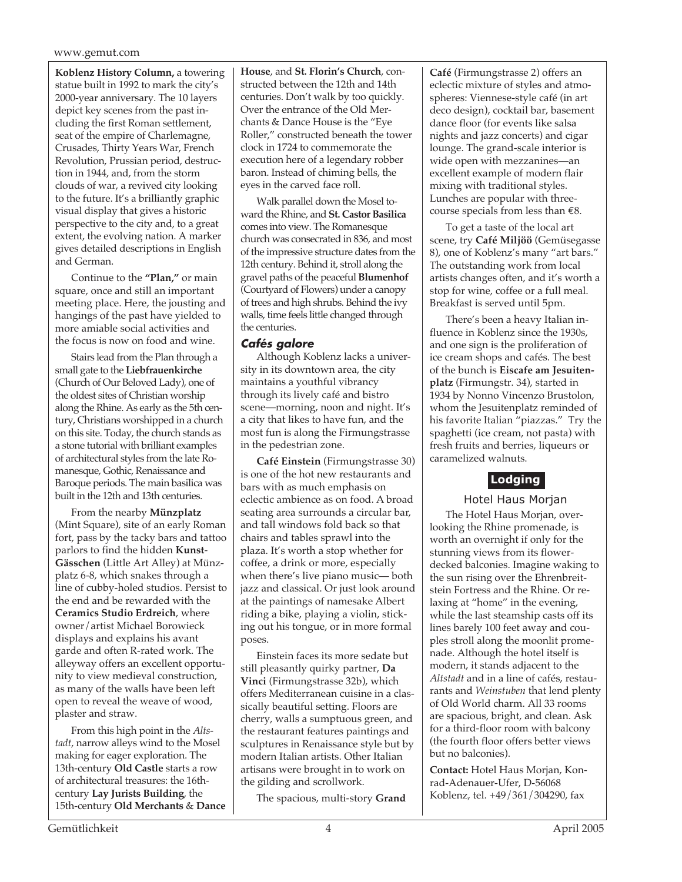**Koblenz History Column,** a towering statue built in 1992 to mark the city's 2000-year anniversary. The 10 layers depict key scenes from the past including the first Roman settlement, seat of the empire of Charlemagne, Crusades, Thirty Years War, French Revolution, Prussian period, destruction in 1944, and, from the storm clouds of war, a revived city looking to the future. It's a brilliantly graphic visual display that gives a historic perspective to the city and, to a great extent, the evolving nation. A marker gives detailed descriptions in English and German.

Continue to the **"Plan,"** or main square, once and still an important meeting place. Here, the jousting and hangings of the past have yielded to more amiable social activities and the focus is now on food and wine.

Stairs lead from the Plan through a small gate to the **Liebfrauenkirche** (Church of Our Beloved Lady), one of the oldest sites of Christian worship along the Rhine. As early as the 5th century, Christians worshipped in a church on this site. Today, the church stands as a stone tutorial with brilliant examples of architectural styles from the late Romanesque, Gothic, Renaissance and Baroque periods. The main basilica was built in the 12th and 13th centuries.

From the nearby **Münzplatz** (Mint Square), site of an early Roman fort, pass by the tacky bars and tattoo parlors to find the hidden **Kunst-Gässchen** (Little Art Alley) at Münzplatz 6-8, which snakes through a line of cubby-holed studios. Persist to the end and be rewarded with the **Ceramics Studio Erdreich**, where owner/artist Michael Borowieck displays and explains his avant garde and often R-rated work. The alleyway offers an excellent opportunity to view medieval construction, as many of the walls have been left open to reveal the weave of wood, plaster and straw.

From this high point in the *Altstadt*, narrow alleys wind to the Mosel making for eager exploration. The 13th-century **Old Castle** starts a row of architectural treasures: the 16th-century **Lay Jurists Building**, the 15th-century **Old Merchants** & **Dance House**, and **St. Florin's Church**, constructed between the 12th and 14th centuries. Don't walk by too quickly. Over the entrance of the Old Merchants & Dance House is the "Eye Roller," constructed beneath the tower clock in 1724 to commemorate the execution here of a legendary robber baron. Instead of chiming bells, the eyes in the carved face roll.

Walk parallel down the Mosel toward the Rhine, and **St. Castor Basilica** comes into view. The Romanesque church was consecrated in 836, and most of the impressive structure dates from the 12th century. Behind it, stroll along the gravel paths of the peaceful **Blumenhof** (Courtyard of Flowers) under a canopy of trees and high shrubs. Behind the ivy walls, time feels little changed through the centuries.

### *Cafés galore*

Although Koblenz lacks a university in its downtown area, the city maintains a youthful vibrancy through its lively café and bistro scene—morning, noon and night. It's a city that likes to have fun, and the most fun is along the Firmungstrasse in the pedestrian zone.

**Café Einstein** (Firmungstrasse 30) is one of the hot new restaurants and bars with as much emphasis on eclectic ambience as on food. A broad seating area surrounds a circular bar, and tall windows fold back so that chairs and tables sprawl into the plaza. It's worth a stop whether for coffee, a drink or more, especially when there's live piano music— both jazz and classical. Or just look around at the paintings of namesake Albert riding a bike, playing a violin, sticking out his tongue, or in more formal poses.

Einstein faces its more sedate but still pleasantly quirky partner, **Da Vinci** (Firmungstrasse 32b), which offers Mediterranean cuisine in a classically beautiful setting. Floors are cherry, walls a sumptuous green, and the restaurant features paintings and sculptures in Renaissance style but by modern Italian artists. Other Italian artisans were brought in to work on the gilding and scrollwork.

The spacious, multi-story **Grand Café** (Firmungstrasse 2) offers an eclectic mixture of styles and atmospheres: Viennese-style café (in art deco design), cocktail bar, basement dance floor (for events like salsa nights and jazz concerts) and cigar lounge. The grand-scale interior is wide open with mezzanines—an excellent example of modern flair mixing with traditional styles. Lunches are popular with three-course specials from less than €8.

To get a taste of the local art scene, try **Café Miljöö** (Gemüsegasse 8), one of Koblenz's many "art bars." The outstanding work from local artists changes often, and it's worth a stop for wine, coffee or a full meal. Breakfast is served until 5pm.

There's been a heavy Italian influence in Koblenz since the 1930s, and one sign is the proliferation of ice cream shops and cafés. The best of the bunch is **Eiscafe am Jesuitenplatz** (Firmungstr. 34), started in 1934 by Nonno Vincenzo Brustolon, whom the Jesuitenplatz reminded of his favorite Italian "piazzas." Try the spaghetti (ice cream, not pasta) with fresh fruits and berries, liqueurs or caramelized walnuts.

## Lodging

### Hotel Haus Morjan

The Hotel Haus Morjan, overlooking the Rhine promenade, is worth an overnight if only for the stunning views from its flower-decked balconies. Imagine waking to the sun rising over the Ehrenbreitstein Fortress and the Rhine. Or relaxing at "home" in the evening, while the last steamship casts off its lines barely 100 feet away and couples stroll along the moonlit promenade. Although the hotel itself is modern, it stands adjacent to the *Altstadt* and in a line of cafés, restaurants and *Weinstuben* that lend plenty of Old World charm. All 33 rooms are spacious, bright, and clean. Ask for a third-floor room with balcony (the fourth floor offers better views but no balconies).

**Contact:** Hotel Haus Morjan, Konrad-Adenauer-Ufer, D-56068 Koblenz, tel. +49/361/304290, fax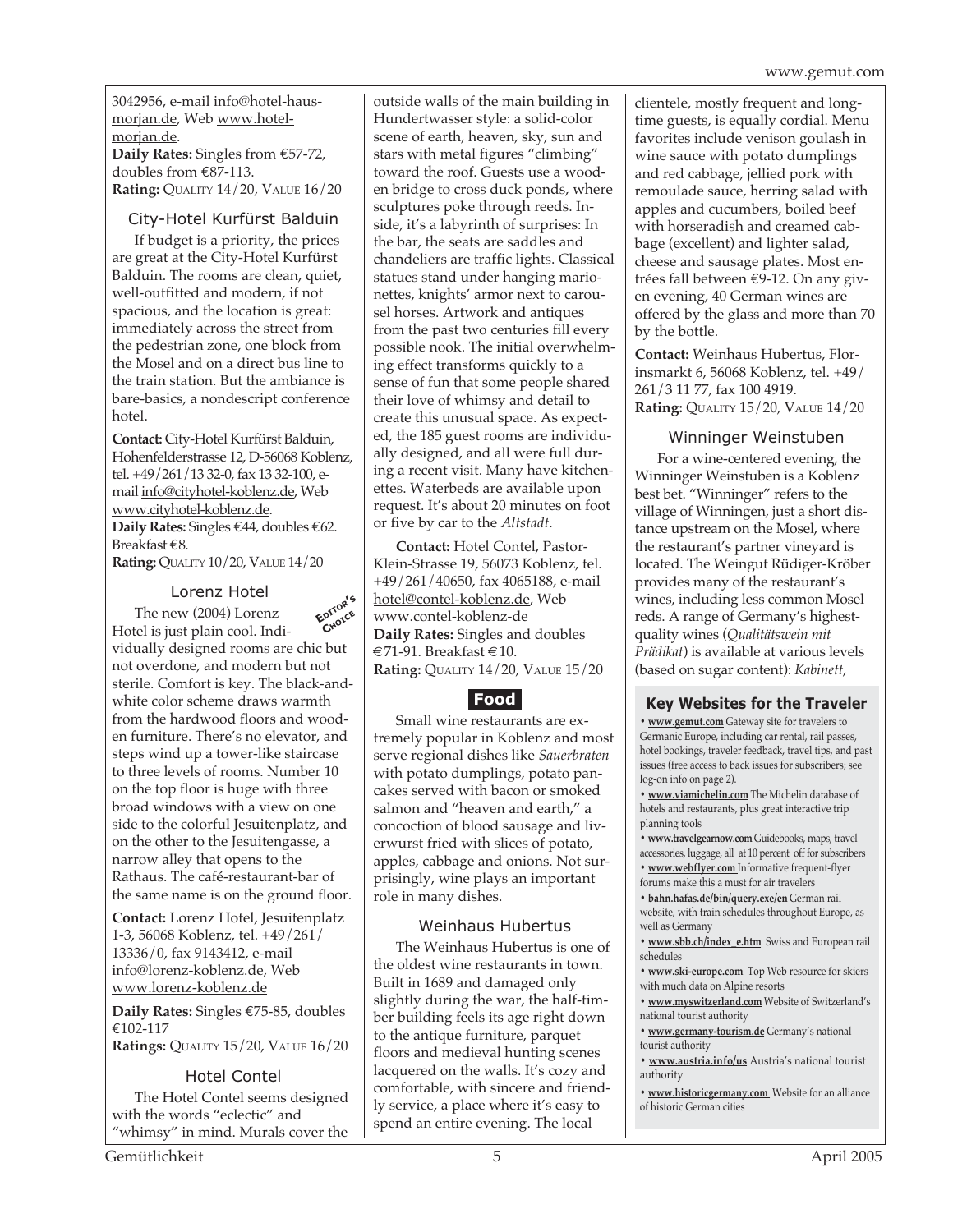3042956, e-mail info@hotel-haus-morjan.de, Web www.hotel-morjan.de.

**Daily Rates:** Singles from €57-72, doubles from €87-113.

**Rating:** QUALITY 14/20, VALUE 16/20

### City-Hotel Kurfürst Balduin

If budget is a priority, the prices are great at the City-Hotel Kurfürst Balduin. The rooms are clean, quiet, well-outfitted and modern, if not spacious, and the location is great: immediately across the street from the pedestrian zone, one block from the Mosel and on a direct bus line to the train station. But the ambiance is bare-basics, a nondescript conference hotel.

**Contact:** City-Hotel Kurfürst Balduin, Hohenfelderstrasse 12, D-56068 Koblenz, tel. +49/261/13 32-0, fax 13 32-100, e-mail info@cityhotel-koblenz.de, Web www.cityhotel-koblenz.de.

**Daily Rates:** Singles €44, doubles €62. Breakfast €8.

**Rating:** QUALITY 10/20, VALUE 14/20

### Lorenz Hotel

EDITOR'S CHOICE

The new (2004) Lorenz Hotel is just plain cool. Individually designed rooms are chic but not overdone, and modern but not sterile. Comfort is key. The black-and-white color scheme draws warmth from the hardwood floors and wooden furniture. There's no elevator, and steps wind up a tower-like staircase to three levels of rooms. Number 10 on the top floor is huge with three broad windows with a view on one side to the colorful Jesuitenplatz, and on the other to the Jesuitengasse, a narrow alley that opens to the Rathaus. The café-restaurant-bar of the same name is on the ground floor.

**Contact:** Lorenz Hotel, Jesuitenplatz 1-3, 56068 Koblenz, tel. +49/261/13336/0, fax 9143412, e-mail info@lorenz-koblenz.de, Web www.lorenz-koblenz.de

**Daily Rates:** Singles €75-85, doubles €102-117

**Ratings:** QUALITY 15/20, VALUE 16/20

### Hotel Contel

The Hotel Contel seems designed with the words "eclectic" and "whimsy" in mind. Murals cover the outside walls of the main building in Hundertwasser style: a solid-color scene of earth, heaven, sky, sun and stars with metal figures "climbing" toward the roof. Guests use a wooden bridge to cross duck ponds, where sculptures poke through reeds. Inside, it's a labyrinth of surprises: In the bar, the seats are saddles and chandeliers are traffic lights. Classical statues stand under hanging marionettes, knights' armor next to carousel horses. Artwork and antiques from the past two centuries fill every possible nook. The initial overwhelming effect transforms quickly to a sense of fun that some people shared their love of whimsy and detail to create this unusual space. As expected, the 185 guest rooms are individually designed, and all were full during a recent visit. Many have kitchenettes. Waterbeds are available upon request. It's about 20 minutes on foot or five by car to the *Altstadt*.

**Contact:** Hotel Contel, Pastor-Klein-Strasse 19, 56073 Koblenz, tel. +49/261/40650, fax 4065188, e-mail hotel@contel-koblenz.de, Web www.contel-koblenz-de

**Daily Rates:** Singles and doubles €71-91. Breakfast €10.

**Rating:** QUALITY 14/20, VALUE 15/20

## Food

Small wine restaurants are extremely popular in Koblenz and most serve regional dishes like *Sauerbraten* with potato dumplings, potato pancakes served with bacon or smoked salmon and "heaven and earth," a concoction of blood sausage and liverwurst fried with slices of potato, apples, cabbage and onions. Not surprisingly, wine plays an important role in many dishes.

### Weinhaus Hubertus

The Weinhaus Hubertus is one of the oldest wine restaurants in town. Built in 1689 and damaged only slightly during the war, the half-timber building feels its age right down to the antique furniture, parquet floors and medieval hunting scenes lacquered on the walls. It's cozy and comfortable, with sincere and friendly service, a place where it's easy to spend an entire evening. The local clientele, mostly frequent and long-time guests, is equally cordial. Menu favorites include venison goulash in wine sauce with potato dumplings and red cabbage, jellied pork with remoulade sauce, herring salad with apples and cucumbers, boiled beef with horseradish and creamed cabbage (excellent) and lighter salad, cheese and sausage plates. Most entrées fall between €9-12. On any given evening, 40 German wines are offered by the glass and more than 70 by the bottle.

**Contact:** Weinhaus Hubertus, Florinsmarkt 6, 56068 Koblenz, tel. +49/261/3 11 77, fax 100 4919.

**Rating:** QUALITY 15/20, VALUE 14/20

### Winninger Weinstuben

For a wine-centered evening, the Winninger Weinstuben is a Koblenz best bet. "Winninger" refers to the village of Winningen, just a short distance upstream on the Mosel, where the restaurant's partner vineyard is located. The Weingut Rüdiger-Kröber provides many of the restaurant's wines, including less common Mosel reds. A range of Germany's highest-quality wines (*Qualitätswein mit Prädikat*) is available at various levels (based on sugar content): *Kabinett*,

### Key Websites for the Traveler

- **www.gemut.com** Gateway site for travelers to Germanic Europe, including car rental, rail passes, hotel bookings, traveler feedback, travel tips, and past issues (free access to back issues for subscribers; see log-on info on page 2).
- **www.viamichelin.com** The Michelin database of hotels and restaurants, plus great interactive trip planning tools
- **www.travelgearnow.com** Guidebooks, maps, travel accessories, luggage, all at 10 percent off for subscribers
- **www.webflyer.com** Informative frequent-flyer forums make this a must for air travelers
- **bahn.hafas.de/bin/query.exe/en** German rail website, with train schedules throughout Europe, as well as Germany
- **www.sbb.ch/index_e.htm** Swiss and European rail schedules
- **www.ski-europe.com** Top Web resource for skiers with much data on Alpine resorts
- **www.myswitzerland.com** Website of Switzerland's national tourist authority
- **www.germany-tourism.de** Germany's national tourist authority
- **www.austria.info/us** Austria's national tourist authority
- **www.historicgermany.com** Website for an alliance of historic German cities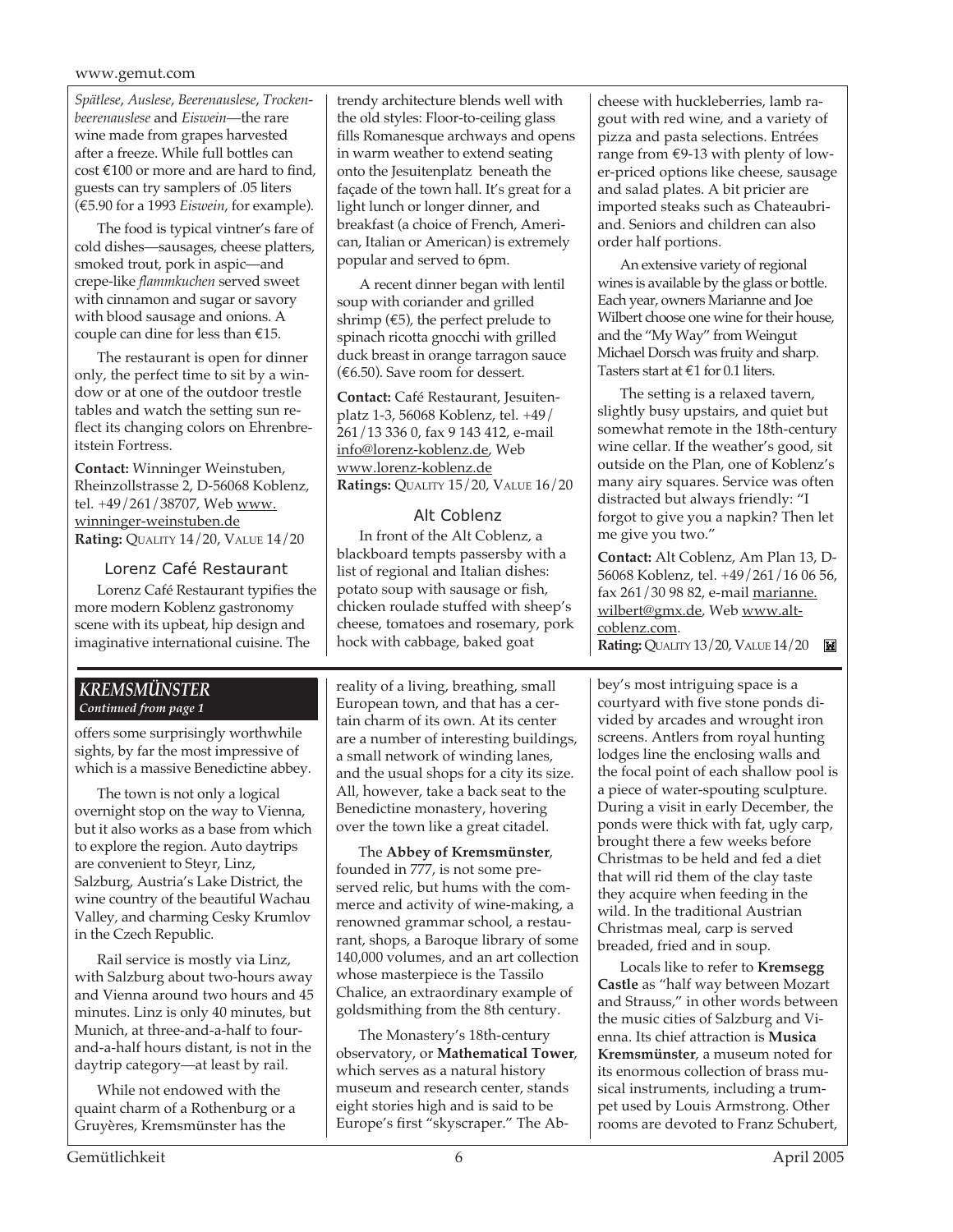*Spätlese*, *Auslese*, *Beerenauslese*, *Trockenbeerenauslese* and *Eiswein*—the rare wine made from grapes harvested after a freeze. While full bottles can cost €100 or more and are hard to find, guests can try samplers of .05 liters (€5.90 for a 1993 *Eiswein*, for example).

The food is typical vintner's fare of cold dishes—sausages, cheese platters, smoked trout, pork in aspic—and crepe-like *flammkuchen* served sweet with cinnamon and sugar or savory with blood sausage and onions. A couple can dine for less than €15.

The restaurant is open for dinner only, the perfect time to sit by a window or at one of the outdoor trestle tables and watch the setting sun reflect its changing colors on Ehrenbreitstein Fortress.

**Contact:** Winninger Weinstuben, Rheinzollstrasse 2, D-56068 Koblenz, tel. +49/261/38707, Web www.winninger-weinstuben.de
**Rating:** QUALITY 14/20, VALUE 14/20

### Lorenz Café Restaurant

Lorenz Café Restaurant typifies the more modern Koblenz gastronomy scene with its upbeat, hip design and imaginative international cuisine. The trendy architecture blends well with the old styles: Floor-to-ceiling glass fills Romanesque archways and opens in warm weather to extend seating onto the Jesuitenplatz beneath the façade of the town hall. It's great for a light lunch or longer dinner, and breakfast (a choice of French, American, Italian or American) is extremely popular and served to 6pm.

A recent dinner began with lentil soup with coriander and grilled shrimp (€5), the perfect prelude to spinach ricotta gnocchi with grilled duck breast in orange tarragon sauce (€6.50). Save room for dessert.

**Contact:** Café Restaurant, Jesuitenplatz 1-3, 56068 Koblenz, tel. +49/261/13 336 0, fax 9 143 412, e-mail info@lorenz-koblenz.de, Web www.lorenz-koblenz.de
**Ratings:** QUALITY 15/20, VALUE 16/20

### Alt Coblenz

In front of the Alt Coblenz, a blackboard tempts passersby with a list of regional and Italian dishes: potato soup with sausage or fish, chicken roulade stuffed with sheep's cheese, tomatoes and rosemary, pork hock with cabbage, baked goat cheese with huckleberries, lamb ragout with red wine, and a variety of pizza and pasta selections. Entrées range from €9-13 with plenty of lower-priced options like cheese, sausage and salad plates. A bit pricier are imported steaks such as Chateaubriand. Seniors and children can also order half portions.

An extensive variety of regional wines is available by the glass or bottle. Each year, owners Marianne and Joe Wilbert choose one wine for their house, and the "My Way" from Weingut Michael Dorsch was fruity and sharp. Tasters start at €1 for 0.1 liters.

The setting is a relaxed tavern, slightly busy upstairs, and quiet but somewhat remote in the 18th-century wine cellar. If the weather's good, sit outside on the Plan, one of Koblenz's many airy squares. Service was often distracted but always friendly: "I forgot to give you a napkin? Then let me give you two."

**Contact:** Alt Coblenz, Am Plan 13, D-56068 Koblenz, tel. +49/261/16 06 56, fax 261/30 98 82, e-mail marianne.wilbert@gmx.de, Web www.alt-coblenz.com.
**Rating:** QUALITY 13/20, VALUE 14/20

## *KREMSMÜNSTER*
*Continued from page 1*

offers some surprisingly worthwhile sights, by far the most impressive of which is a massive Benedictine abbey.

The town is not only a logical overnight stop on the way to Vienna, but it also works as a base from which to explore the region. Auto daytrips are convenient to Steyr, Linz, Salzburg, Austria's Lake District, the wine country of the beautiful Wachau Valley, and charming Cesky Krumlov in the Czech Republic.

Rail service is mostly via Linz, with Salzburg about two-hours away and Vienna around two hours and 45 minutes. Linz is only 40 minutes, but Munich, at three-and-a-half to four-and-a-half hours distant, is not in the daytrip category—at least by rail.

While not endowed with the quaint charm of a Rothenburg or a Gruyères, Kremsmünster has the reality of a living, breathing, small European town, and that has a certain charm of its own. At its center are a number of interesting buildings, a small network of winding lanes, and the usual shops for a city its size. All, however, take a back seat to the Benedictine monastery, hovering over the town like a great citadel.

The **Abbey of Kremsmünster**, founded in 777, is not some preserved relic, but hums with the commerce and activity of wine-making, a renowned grammar school, a restaurant, shops, a Baroque library of some 140,000 volumes, and an art collection whose masterpiece is the Tassilo Chalice, an extraordinary example of goldsmithing from the 8th century.

The Monastery's 18th-century observatory, or **Mathematical Tower**, which serves as a natural history museum and research center, stands eight stories high and is said to be Europe's first "skyscraper." The Abbey's most intriguing space is a courtyard with five stone ponds divided by arcades and wrought iron screens. Antlers from royal hunting lodges line the enclosing walls and the focal point of each shallow pool is a piece of water-spouting sculpture. During a visit in early December, the ponds were thick with fat, ugly carp, brought there a few weeks before Christmas to be held and fed a diet that will rid them of the clay taste they acquire when feeding in the wild. In the traditional Austrian Christmas meal, carp is served breaded, fried and in soup.

Locals like to refer to **Kremsegg Castle** as "half way between Mozart and Strauss," in other words between the music cities of Salzburg and Vienna. Its chief attraction is **Musica Kremsmünster**, a museum noted for its enormous collection of brass musical instruments, including a trumpet used by Louis Armstrong. Other rooms are devoted to Franz Schubert,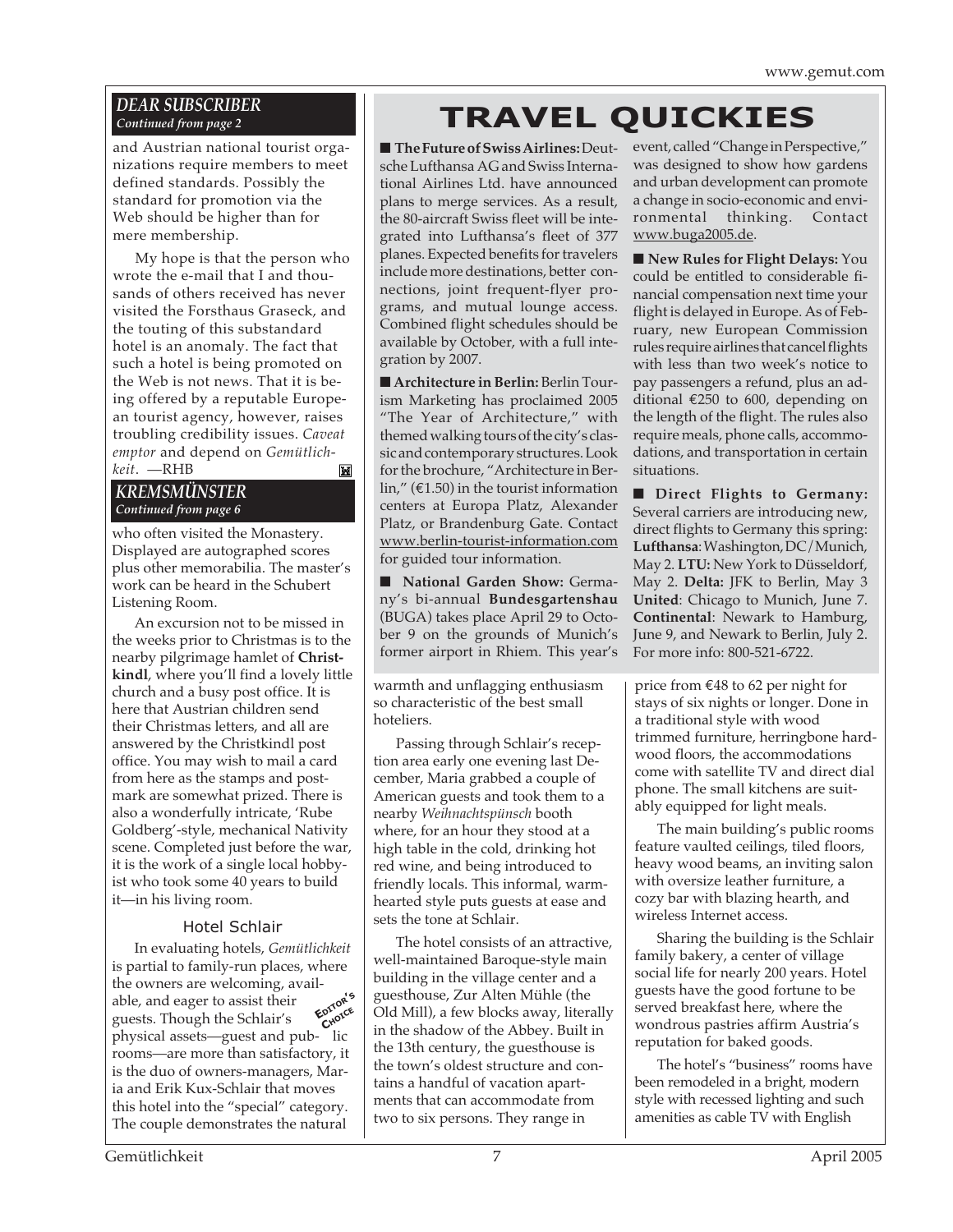## *DEAR SUBSCRIBER*

*Continued from page 2*

and Austrian national tourist organizations require members to meet defined standards. Possibly the standard for promotion via the Web should be higher than for mere membership.

My hope is that the person who wrote the e-mail that I and thousands of others received has never visited the Forsthaus Graseck, and the touting of this substandard hotel is an anomaly. The fact that such a hotel is being promoted on the Web is not news. That it is being offered by a reputable European tourist agency, however, raises troubling credibility issues. *Caveat emptor* and depend on *Gemütlichkeit*. —RHB

## *KREMSMÜNSTER*

*Continued from page 6*

who often visited the Monastery. Displayed are autographed scores plus other memorabilia. The master's work can be heard in the Schubert Listening Room.

An excursion not to be missed in the weeks prior to Christmas is to the nearby pilgrimage hamlet of **Christkindl**, where you'll find a lovely little church and a busy post office. It is here that Austrian children send their Christmas letters, and all are answered by the Christkindl post office. You may wish to mail a card from here as the stamps and postmark are somewhat prized. There is also a wonderfully intricate, 'Rube Goldberg'-style, mechanical Nativity scene. Completed just before the war, it is the work of a single local hobbyist who took some 40 years to build it—in his living room.

### Hotel Schlair

EDITOR'S CHOICE

In evaluating hotels, *Gemütlichkeit* is partial to family-run places, where the owners are welcoming, available, and eager to assist their guests. Though the Schlair's physical assets—guest and public rooms—are more than satisfactory, it is the duo of owners-managers, Maria and Erik Kux-Schlair that moves this hotel into the "special" category. The couple demonstrates the natural warmth and unflagging enthusiasm so characteristic of the best small hoteliers.

Passing through Schlair's reception area early one evening last December, Maria grabbed a couple of American guests and took them to a nearby *Weihnachtspünsch* booth where, for an hour they stood at a high table in the cold, drinking hot red wine, and being introduced to friendly locals. This informal, warmhearted style puts guests at ease and sets the tone at Schlair.

The hotel consists of an attractive, well-maintained Baroque-style main building in the village center and a guesthouse, Zur Alten Mühle (the Old Mill), a few blocks away, literally in the shadow of the Abbey. Built in the 13th century, the guesthouse is the town's oldest structure and contains a handful of vacation apartments that can accommodate from two to six persons. They range in price from €48 to 62 per night for stays of six nights or longer. Done in a traditional style with wood trimmed furniture, herringbone hardwood floors, the accommodations come with satellite TV and direct dial phone. The small kitchens are suitably equipped for light meals.

The main building's public rooms feature vaulted ceilings, tiled floors, heavy wood beams, an inviting salon with oversize leather furniture, a cozy bar with blazing hearth, and wireless Internet access.

Sharing the building is the Schlair family bakery, a center of village social life for nearly 200 years. Hotel guests have the good fortune to be served breakfast here, where the wondrous pastries affirm Austria's reputation for baked goods.

The hotel's "business" rooms have been remodeled in a bright, modern style with recessed lighting and such amenities as cable TV with English

# TRAVEL QUICKIES

■ **The Future of Swiss Airlines:** Deutsche Lufthansa AG and Swiss International Airlines Ltd. have announced plans to merge services. As a result, the 80-aircraft Swiss fleet will be integrated into Lufthansa's fleet of 377 planes. Expected benefits for travelers include more destinations, better connections, joint frequent-flyer programs, and mutual lounge access. Combined flight schedules should be available by October, with a full integration by 2007.

■ **Architecture in Berlin:** Berlin Tourism Marketing has proclaimed 2005 "The Year of Architecture," with themed walking tours of the city's classic and contemporary structures. Look for the brochure, "Architecture in Berlin," (€1.50) in the tourist information centers at Europa Platz, Alexander Platz, or Brandenburg Gate. Contact www.berlin-tourist-information.com for guided tour information.

■ **National Garden Show:** Germany's bi-annual **Bundesgartenshau** (BUGA) takes place April 29 to October 9 on the grounds of Munich's former airport in Rhiem. This year's event, called "Change in Perspective," was designed to show how gardens and urban development can promote a change in socio-economic and environmental thinking. Contact www.buga2005.de.

■ **New Rules for Flight Delays:** You could be entitled to considerable financial compensation next time your flight is delayed in Europe. As of February, new European Commission rules require airlines that cancel flights with less than two week's notice to pay passengers a refund, plus an additional €250 to 600, depending on the length of the flight. The rules also require meals, phone calls, accommodations, and transportation in certain situations.

■ **Direct Flights to Germany:** Several carriers are introducing new, direct flights to Germany this spring: **Lufthansa**: Washington, DC/Munich, May 2. **LTU:** New York to Düsseldorf, May 2. **Delta:** JFK to Berlin, May 3 **United**: Chicago to Munich, June 7. **Continental**: Newark to Hamburg, June 9, and Newark to Berlin, July 2. For more info: 800-521-6722.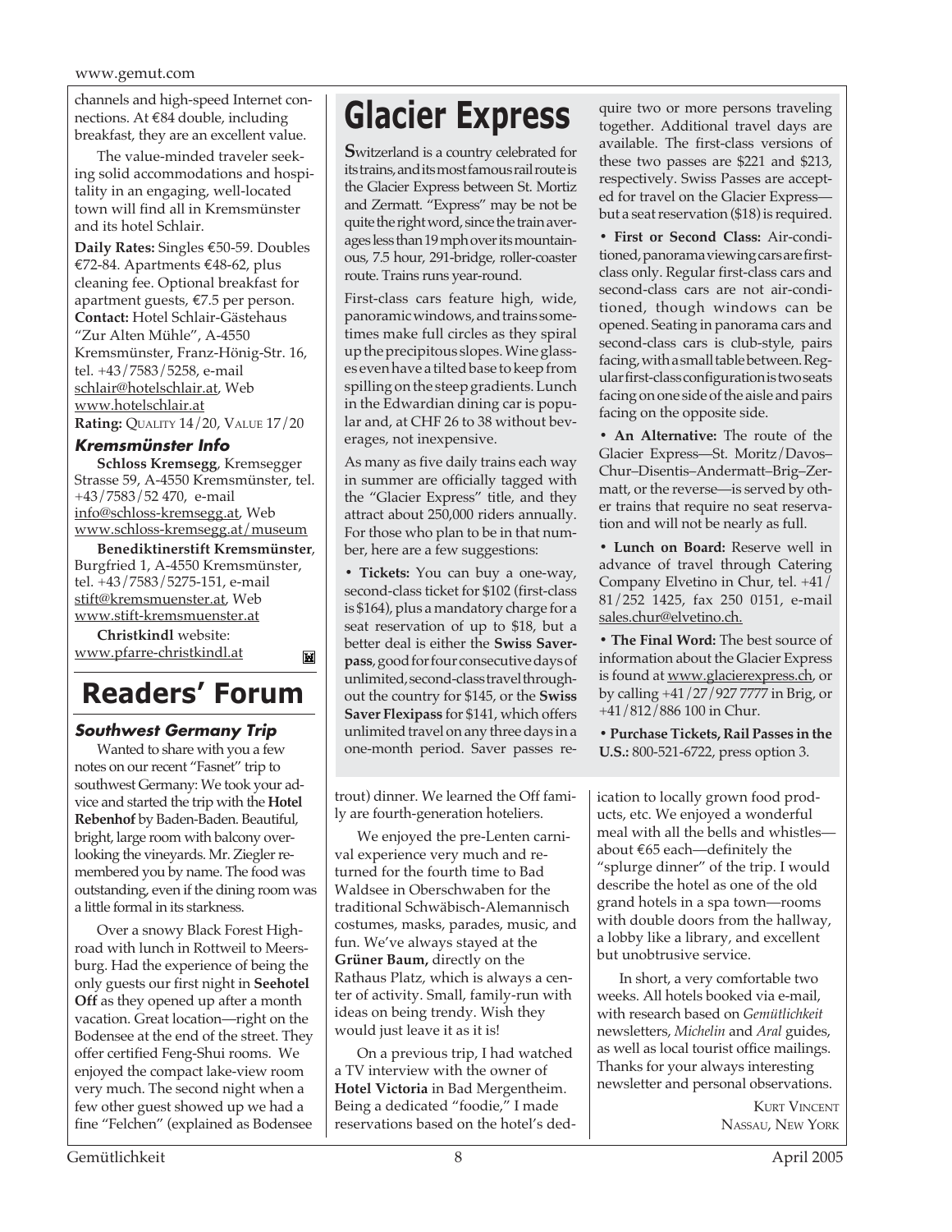channels and high-speed Internet connections. At €84 double, including breakfast, they are an excellent value.

The value-minded traveler seeking solid accommodations and hospitality in an engaging, well-located town will find all in Kremsmünster and its hotel Schlair.

**Daily Rates:** Singles €50-59. Doubles €72-84. Apartments €48-62, plus cleaning fee. Optional breakfast for apartment guests, €7.5 per person.
**Contact:** Hotel Schlair-Gästehaus "Zur Alten Mühle", A-4550 Kremsmünster, Franz-Hönig-Str. 16, tel. +43/7583/5258, e-mail schlair@hotelschlair.at, Web www.hotelschlair.at
**Rating:** QUALITY 14/20, VALUE 17/20

### *Kremsmünster Info*

**Schloss Kremsegg**, Kremsegger Strasse 59, A-4550 Kremsmünster, tel. +43/7583/52 470, e-mail info@schloss-kremsegg.at, Web www.schloss-kremsegg.at/museum

**Benediktinerstift Kremsmünster**, Burgfried 1, A-4550 Kremsmünster, tel. +43/7583/5275-151, e-mail stift@kremsmuenster.at, Web www.stift-kremsmuenster.at

**Christkindl** website: www.pfarre-christkindl.at

# Glacier Express

Switzerland is a country celebrated for its trains, and its most famous rail route is the Glacier Express between St. Mortiz and Zermatt. "Express" may be not be quite the right word, since the train averages less than 19 mph over its mountainous, 7.5 hour, 291-bridge, roller-coaster route. Trains runs year-round.

First-class cars feature high, wide, panoramic windows, and trains sometimes make full circles as they spiral up the precipitous slopes. Wine glasses even have a tilted base to keep from spilling on the steep gradients. Lunch in the Edwardian dining car is popular and, at CHF 26 to 38 without beverages, not inexpensive.

As many as five daily trains each way in summer are officially tagged with the "Glacier Express" title, and they attract about 250,000 riders annually. For those who plan to be in that number, here are a few suggestions:

• **Tickets:** You can buy a one-way, second-class ticket for $102 (first-class is $164), plus a mandatory charge for a seat reservation of up to $18, but a better deal is either the **Swiss Saverpass**, good for four consecutive days of unlimited, second-class travel throughout the country for $145, or the **Swiss Saver Flexipass** for $141, which offers unlimited travel on any three days in a one-month period. Saver passes require two or more persons traveling together. Additional travel days are available. The first-class versions of these two passes are $221 and $213, respectively. Swiss Passes are accepted for travel on the Glacier Express—but a seat reservation ($18) is required.

• **First or Second Class:** Air-conditioned, panorama viewing cars are first-class only. Regular first-class cars and second-class cars are not air-conditioned, though windows can be opened. Seating in panorama cars and second-class cars is club-style, pairs facing, with a small table between. Regular first-class configuration is two seats facing on one side of the aisle and pairs facing on the opposite side.

• **An Alternative:** The route of the Glacier Express—St. Moritz/Davos–Chur–Disentis–Andermatt–Brig–Zermatt, or the reverse—is served by other trains that require no seat reservation and will not be nearly as full.

• **Lunch on Board:** Reserve well in advance of travel through Catering Company Elvetino in Chur, tel. +41/81/252 1425, fax 250 0151, e-mail sales.chur@elvetino.ch.

• **The Final Word:** The best source of information about the Glacier Express is found at www.glacierexpress.ch, or by calling +41/27/927 7777 in Brig, or +41/812/886 100 in Chur.

• **Purchase Tickets, Rail Passes in the U.S.:** 800-521-6722, press option 3.

# Readers' Forum

### *Southwest Germany Trip*

Wanted to share with you a few notes on our recent "Fasnet" trip to southwest Germany: We took your advice and started the trip with the **Hotel Rebenhof** by Baden-Baden. Beautiful, bright, large room with balcony overlooking the vineyards. Mr. Ziegler remembered you by name. The food was outstanding, even if the dining room was a little formal in its starkness.

Over a snowy Black Forest Highroad with lunch in Rottweil to Meersburg. Had the experience of being the only guests our first night in **Seehotel Off** as they opened up after a month vacation. Great location—right on the Bodensee at the end of the street. They offer certified Feng-Shui rooms. We enjoyed the compact lake-view room very much. The second night when a few other guest showed up we had a fine "Felchen" (explained as Bodensee trout) dinner. We learned the Off family are fourth-generation hoteliers.

We enjoyed the pre-Lenten carnival experience very much and returned for the fourth time to Bad Waldsee in Oberschwaben for the traditional Schwäbisch-Alemannisch costumes, masks, parades, music, and fun. We've always stayed at the **Grüner Baum,** directly on the Rathaus Platz, which is always a center of activity. Small, family-run with ideas on being trendy. Wish they would just leave it as it is!

On a previous trip, I had watched a TV interview with the owner of **Hotel Victoria** in Bad Mergentheim. Being a dedicated "foodie," I made reservations based on the hotel's dedication to locally grown food products, etc. We enjoyed a wonderful meal with all the bells and whistles—about €65 each—definitely the "splurge dinner" of the trip. I would describe the hotel as one of the old grand hotels in a spa town—rooms with double doors from the hallway, a lobby like a library, and excellent but unobtrusive service.

In short, a very comfortable two weeks. All hotels booked via e-mail, with research based on *Gemütlichkeit* newsletters, *Michelin* and *Aral* guides, as well as local tourist office mailings. Thanks for your always interesting newsletter and personal observations.

KURT VINCENT
NASSAU, NEW YORK